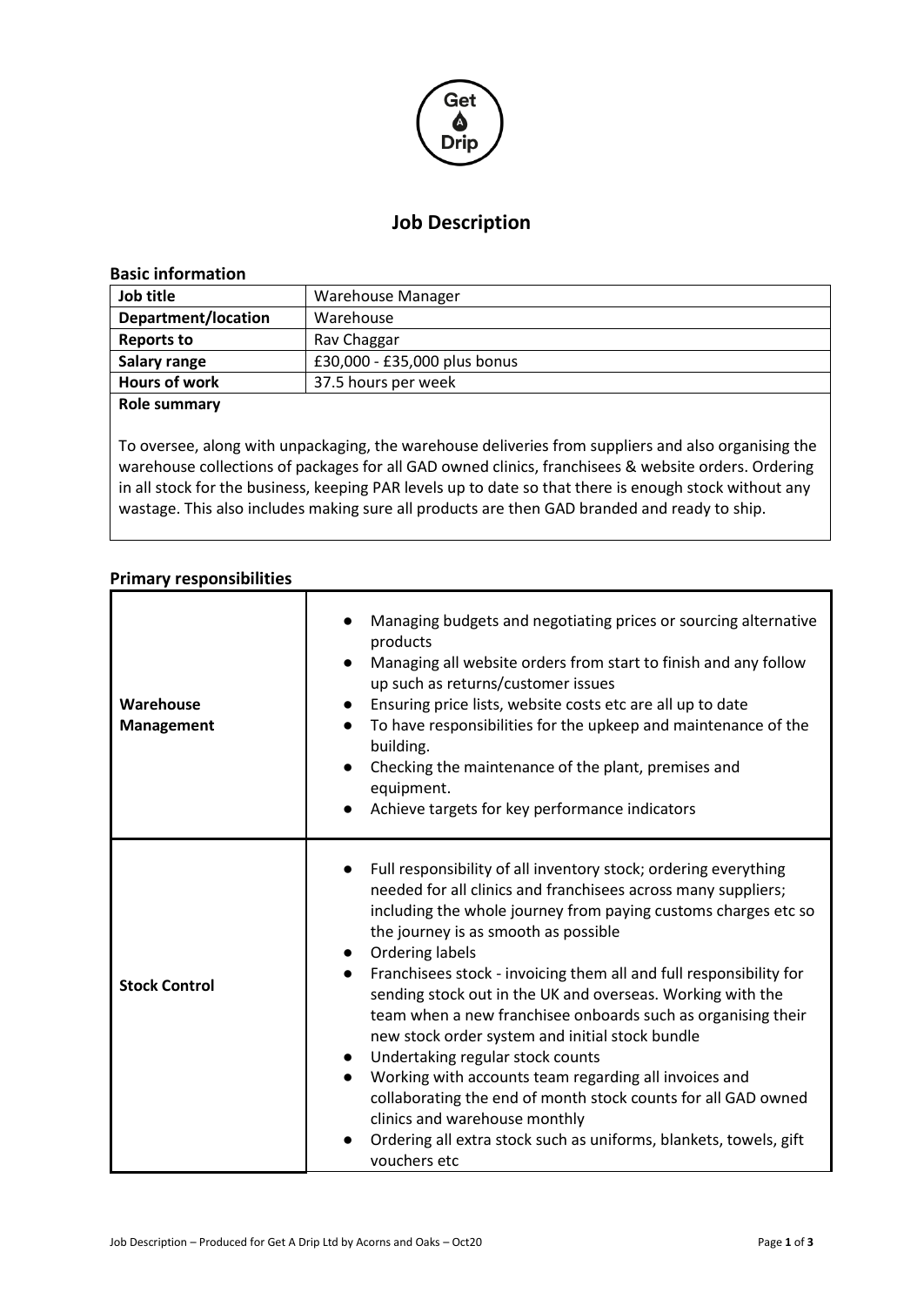# Job Description

## Basic information

| Job title | Warehouse Manager |
|---|---|
| **Department/location** | Warehouse |
| **Reports to** | Rav Chaggar |
| **Salary range** | £30,000 - £35,000 plus bonus |
| **Hours of work** | 37.5 hours per week |

**Role summary**

To oversee, along with unpackaging, the warehouse deliveries from suppliers and also organising the warehouse collections of packages for all GAD owned clinics, franchisees & website orders. Ordering in all stock for the business, keeping PAR levels up to date so that there is enough stock without any wastage. This also includes making sure all products are then GAD branded and ready to ship.

## Primary responsibilities

| | |
|---|---|
| **Warehouse Management** | • Managing budgets and negotiating prices or sourcing alternative products<br>• Managing all website orders from start to finish and any follow up such as returns/customer issues<br>• Ensuring price lists, website costs etc are all up to date<br>• To have responsibilities for the upkeep and maintenance of the building.<br>• Checking the maintenance of the plant, premises and equipment.<br>• Achieve targets for key performance indicators |
| **Stock Control** | • Full responsibility of all inventory stock; ordering everything needed for all clinics and franchisees across many suppliers; including the whole journey from paying customs charges etc so the journey is as smooth as possible<br>• Ordering labels<br>• Franchisees stock - invoicing them all and full responsibility for sending stock out in the UK and overseas. Working with the team when a new franchisee onboards such as organising their new stock order system and initial stock bundle<br>• Undertaking regular stock counts<br>• Working with accounts team regarding all invoices and collaborating the end of month stock counts for all GAD owned clinics and warehouse monthly<br>• Ordering all extra stock such as uniforms, blankets, towels, gift vouchers etc |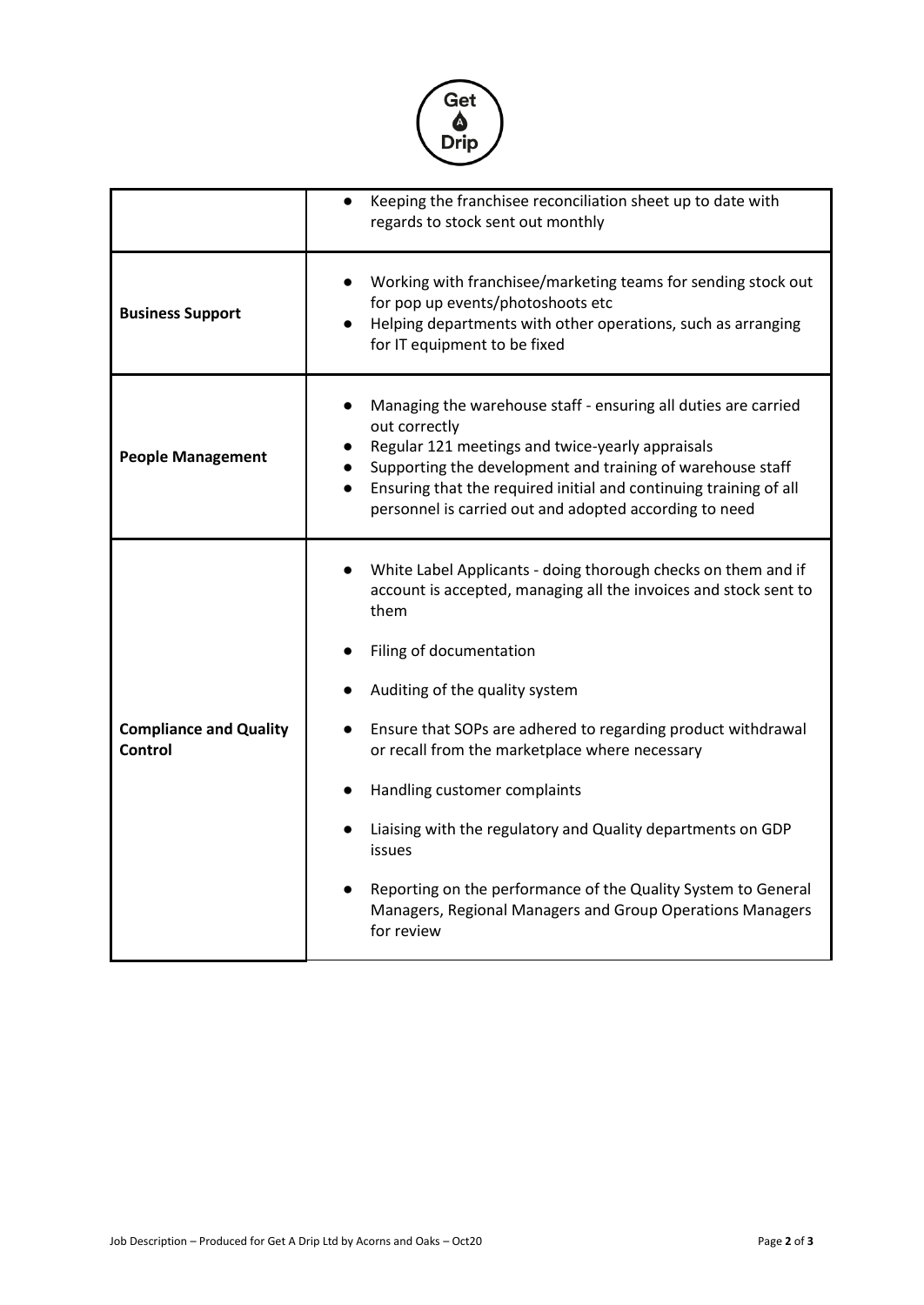| | |
|---|---|
| | • Keeping the franchisee reconciliation sheet up to date with regards to stock sent out monthly |
| **Business Support** | • Working with franchisee/marketing teams for sending stock out for pop up events/photoshoots etc<br>• Helping departments with other operations, such as arranging for IT equipment to be fixed |
| **People Management** | • Managing the warehouse staff - ensuring all duties are carried out correctly<br>• Regular 121 meetings and twice-yearly appraisals<br>• Supporting the development and training of warehouse staff<br>• Ensuring that the required initial and continuing training of all personnel is carried out and adopted according to need |
| **Compliance and Quality Control** | • White Label Applicants - doing thorough checks on them and if account is accepted, managing all the invoices and stock sent to them<br>• Filing of documentation<br>• Auditing of the quality system<br>• Ensure that SOPs are adhered to regarding product withdrawal or recall from the marketplace where necessary<br>• Handling customer complaints<br>• Liaising with the regulatory and Quality departments on GDP issues<br>• Reporting on the performance of the Quality System to General Managers, Regional Managers and Group Operations Managers for review |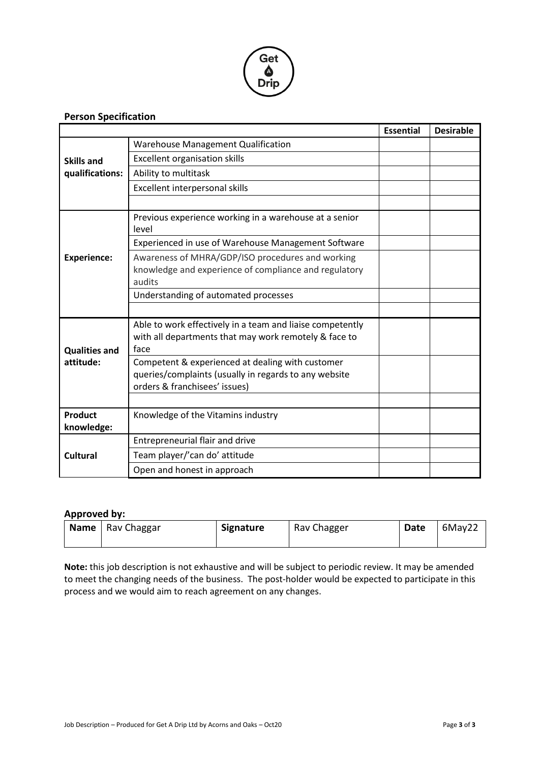Get A Drip

**Person Specification**

| | | Essential | Desirable |
|---|---|---|---|
| **Skills and qualifications:** | Warehouse Management Qualification | | |
| | Excellent organisation skills | | |
| | Ability to multitask | | |
| | Excellent interpersonal skills | | |
| | | | |
| **Experience:** | Previous experience working in a warehouse at a senior level | | |
| | Experienced in use of Warehouse Management Software | | |
| | Awareness of MHRA/GDP/ISO procedures and working knowledge and experience of compliance and regulatory audits | | |
| | Understanding of automated processes | | |
| | | | |
| **Qualities and attitude:** | Able to work effectively in a team and liaise competently with all departments that may work remotely & face to face | | |
| | Competent & experienced at dealing with customer queries/complaints (usually in regards to any website orders & franchisees' issues) | | |
| | | | |
| **Product knowledge:** | Knowledge of the Vitamins industry | | |
| **Cultural** | Entrepreneurial flair and drive | | |
| | Team player/'can do' attitude | | |
| | Open and honest in approach | | |

**Approved by:**

| | | | | | |
|---|---|---|---|---|---|
| **Name** | Rav Chaggar | **Signature** | Rav Chagger | **Date** | 6May22 |

**Note:** this job description is not exhaustive and will be subject to periodic review. It may be amended to meet the changing needs of the business. The post-holder would be expected to participate in this process and we would aim to reach agreement on any changes.